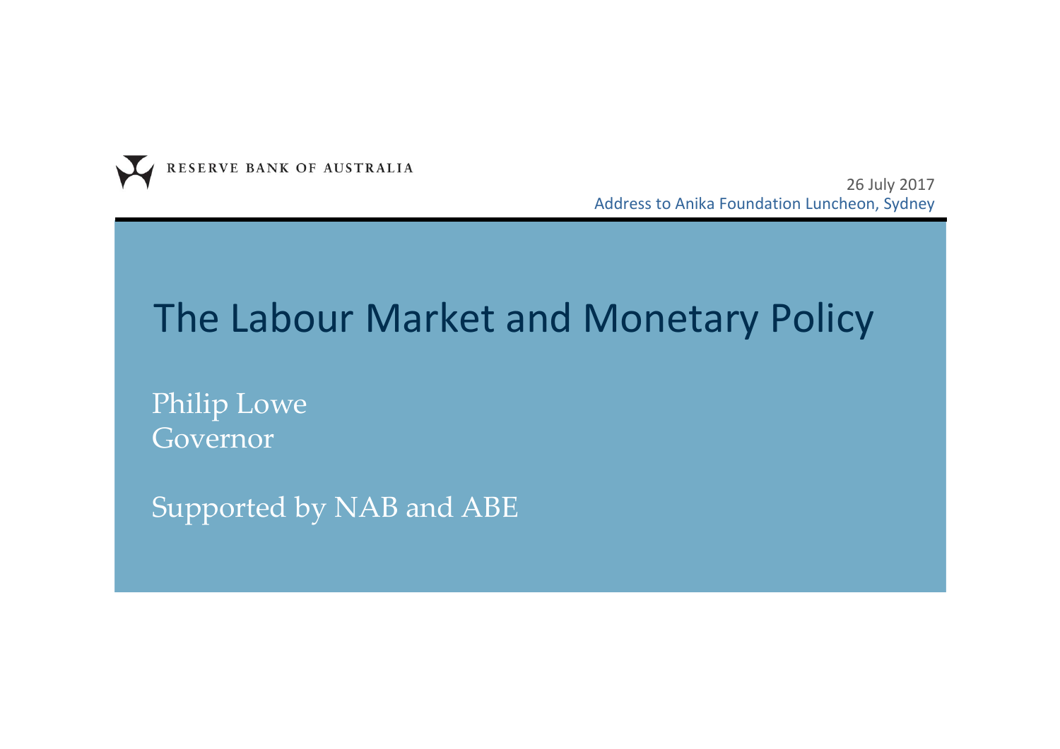RESERVE BANK OF AUSTRALIA

26 July 2017
Address to Anika Foundation Luncheon, Sydney

# The Labour Market and Monetary Policy

Philip Lowe
Governor

Supported by NAB and ABE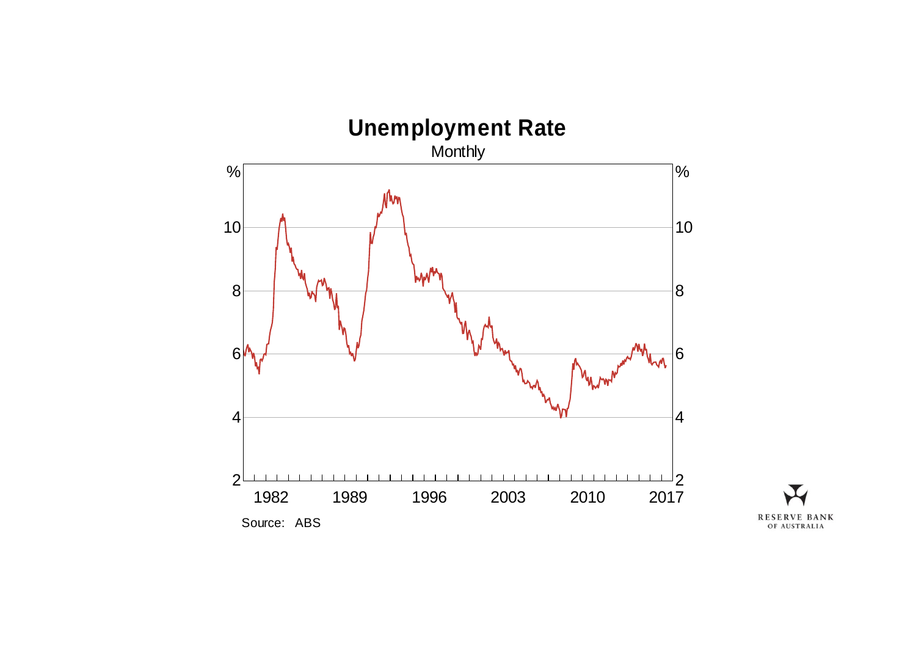# Unemployment Rate

Monthly

| % | |
|---|---|
| 10 | 10 |
| 8 | 8 |
| 6 | 6 |
| 4 | 4 |
| 2 | 2 |

1982 1989 1996 2003 2010 2017

Source: ABS

RESERVE BANK OF AUSTRALIA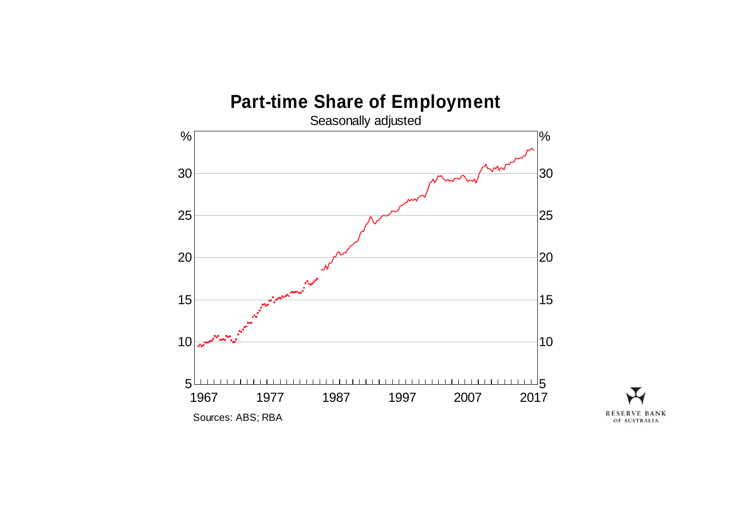## Part-time Share of Employment

Seasonally adjusted

Sources: ABS; RBA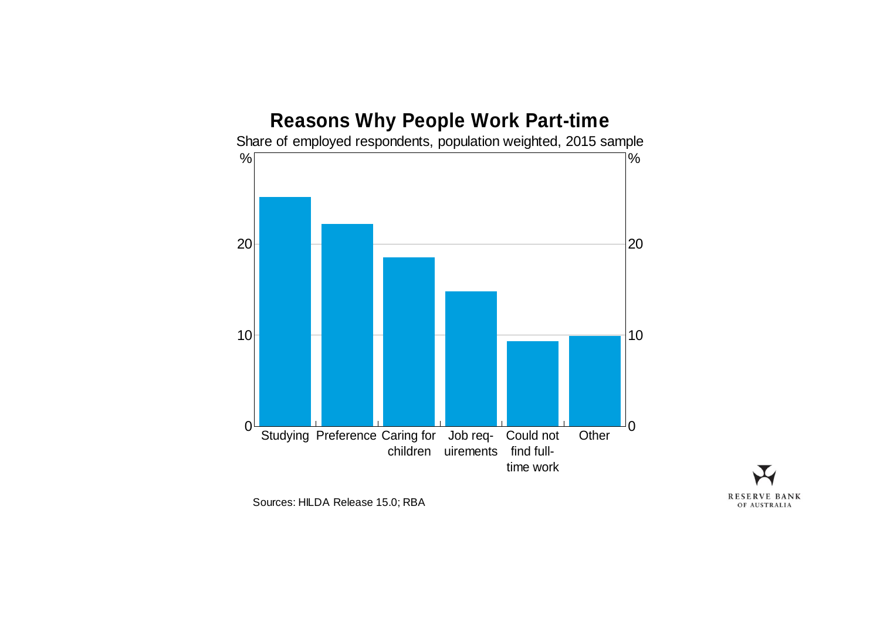## Reasons Why People Work Part-time

Share of employed respondents, population weighted, 2015 sample

| Reason | % (approx.) |
|---|---|
| Studying | 25 |
| Preference | 22 |
| Caring for children | 18.5 |
| Job requirements | 15 |
| Could not find full-time work | 9 |
| Other | 10 |

Sources: HILDA Release 15.0; RBA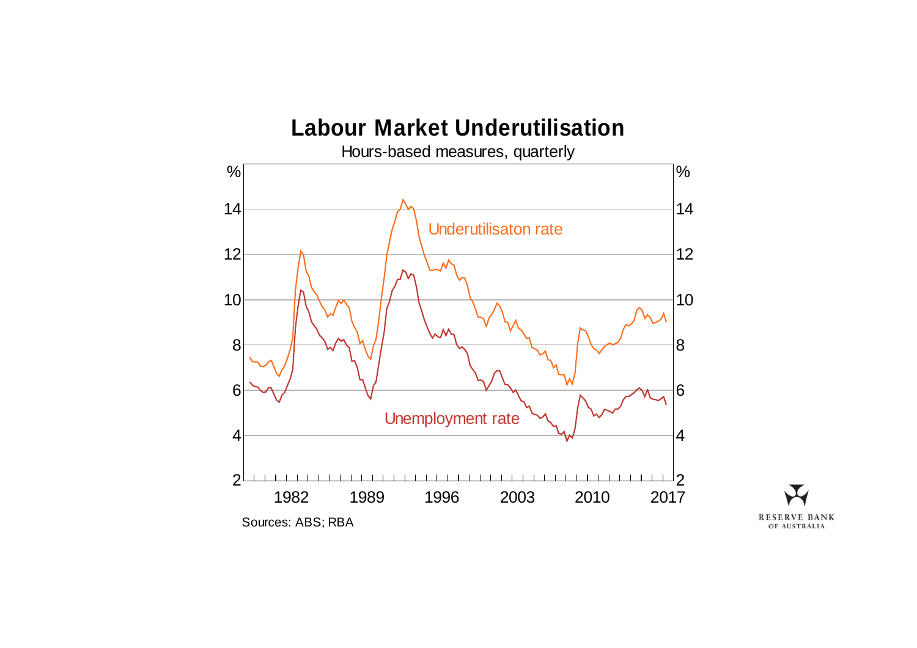# Labour Market Underutilisation

Hours-based measures, quarterly

| % | | % |
|---|---|---|
| 14 | | 14 |
| 12 | | 12 |
| 10 | | 10 |
| 8 | | 8 |
| 6 | | 6 |
| 4 | | 4 |
| 2 | | 2 |

Underutilisaton rate

Unemployment rate

1982 1989 1996 2003 2010 2017

Sources: ABS; RBA

RESERVE BANK OF AUSTRALIA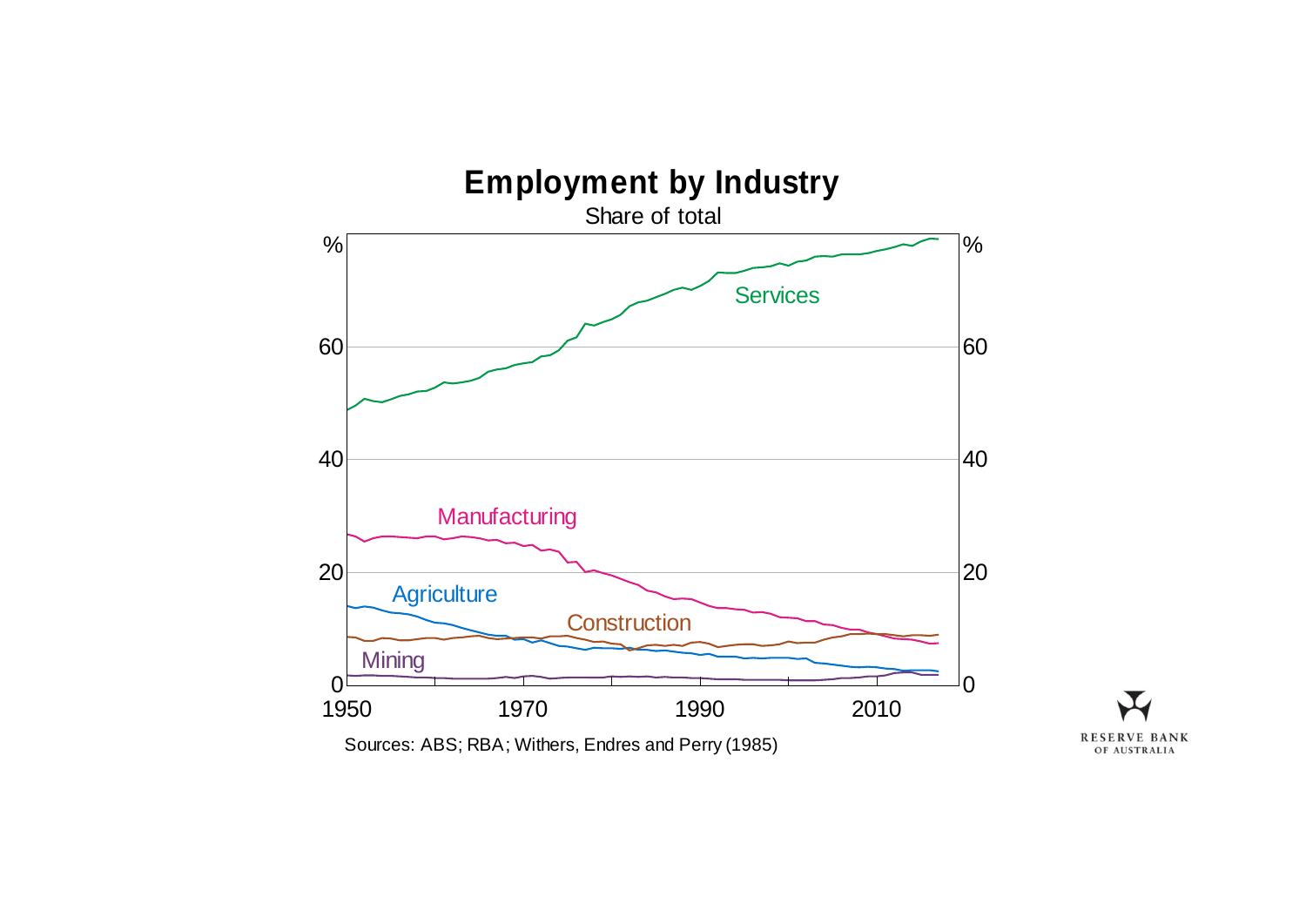# Employment by Industry

Share of total

%

Services

Manufacturing

Agriculture

Construction

Mining

0, 20, 40, 60

1950, 1970, 1990, 2010

Sources: ABS; RBA; Withers, Endres and Perry (1985)

RESERVE BANK OF AUSTRALIA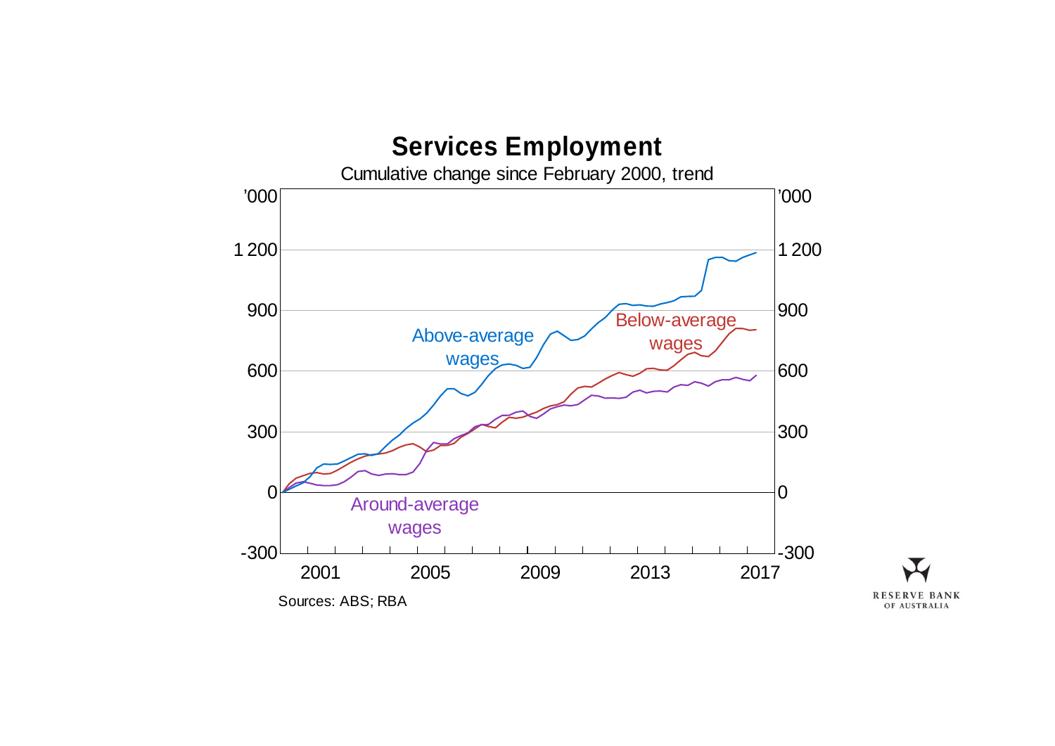## Services Employment

Cumulative change since February 2000, trend

Sources: ABS; RBA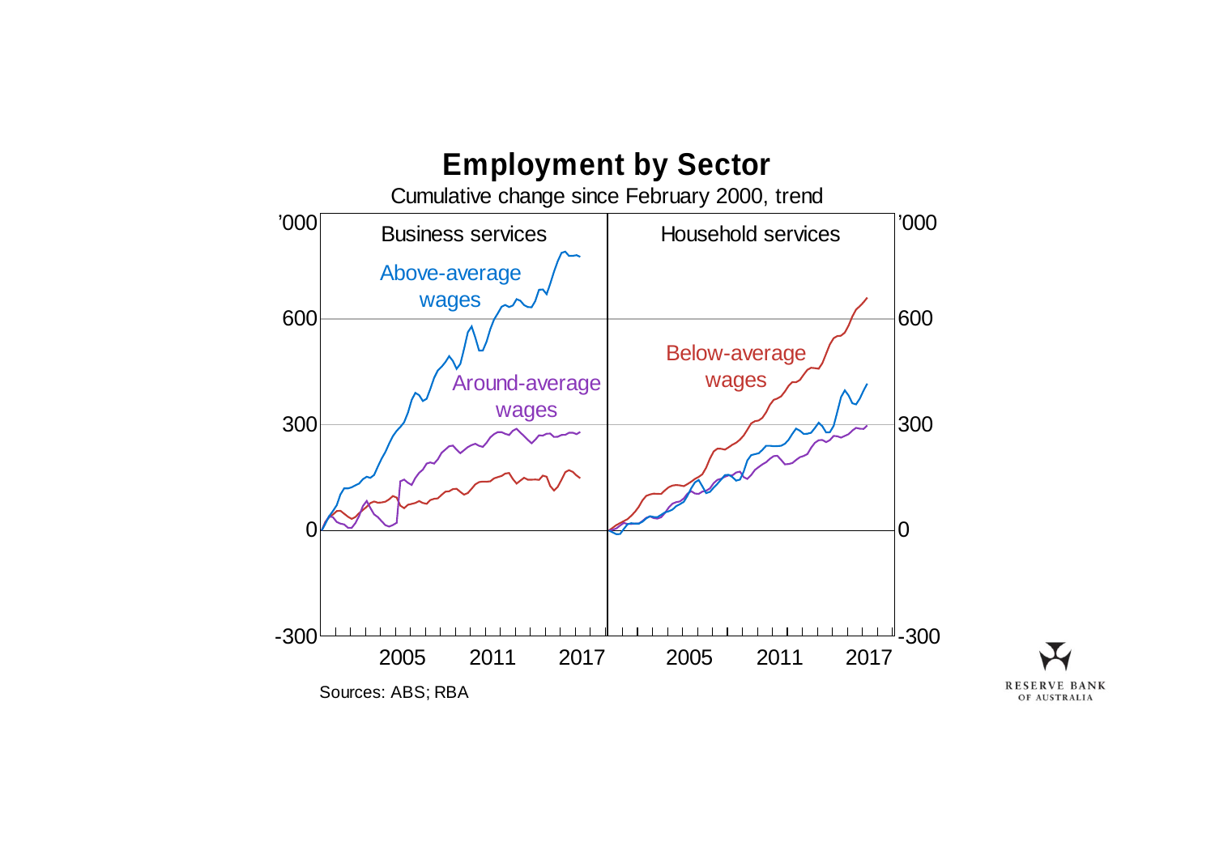# Employment by Sector

Cumulative change since February 2000, trend

| | Business services | Household services |
|---|---|---|
| Series | Above-average wages; Around-average wages | Below-average wages |

'000 (axis: -300 to 600; years 2005, 2011, 2017)

Sources: ABS; RBA

RESERVE BANK OF AUSTRALIA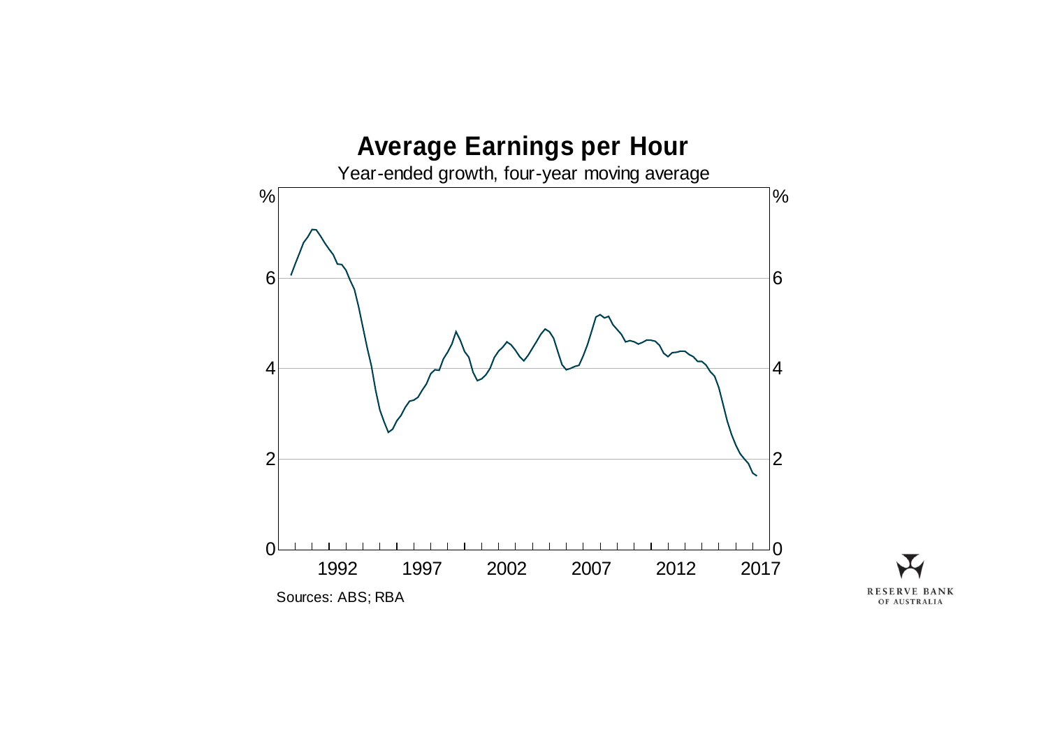## Average Earnings per Hour

Year-ended growth, four-year moving average

%

0, 2, 4, 6

1992, 1997, 2002, 2007, 2012, 2017

Sources: ABS; RBA

RESERVE BANK OF AUSTRALIA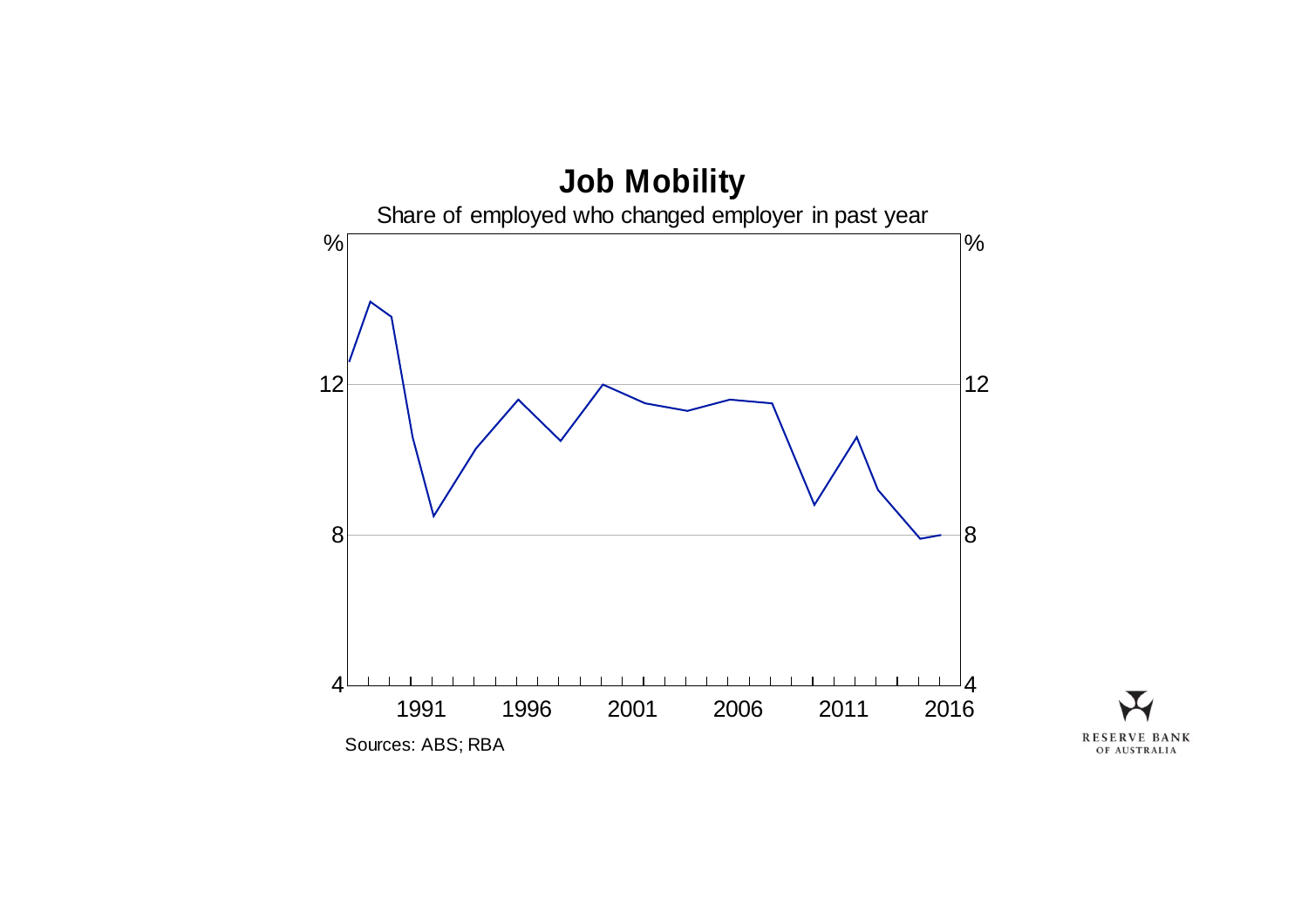# Job Mobility

Share of employed who changed employer in past year

Sources: ABS; RBA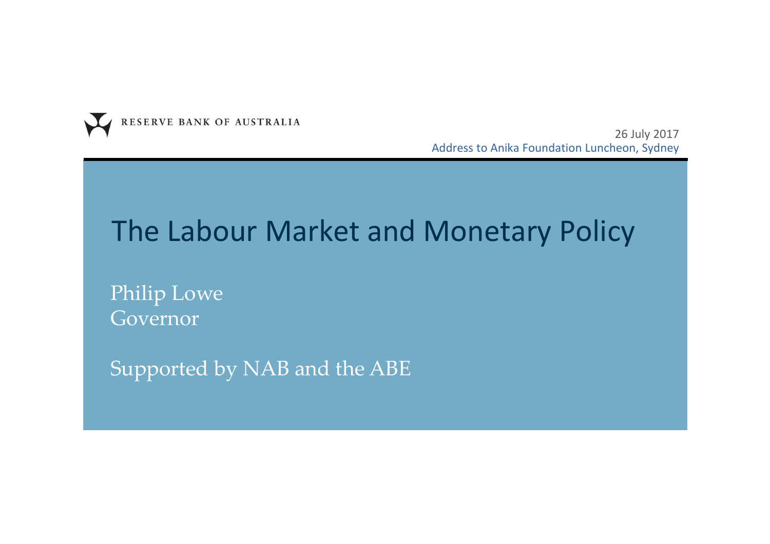RESERVE BANK OF AUSTRALIA

26 July 2017

Address to Anika Foundation Luncheon, Sydney

# The Labour Market and Monetary Policy

Philip Lowe
Governor

Supported by NAB and the ABE